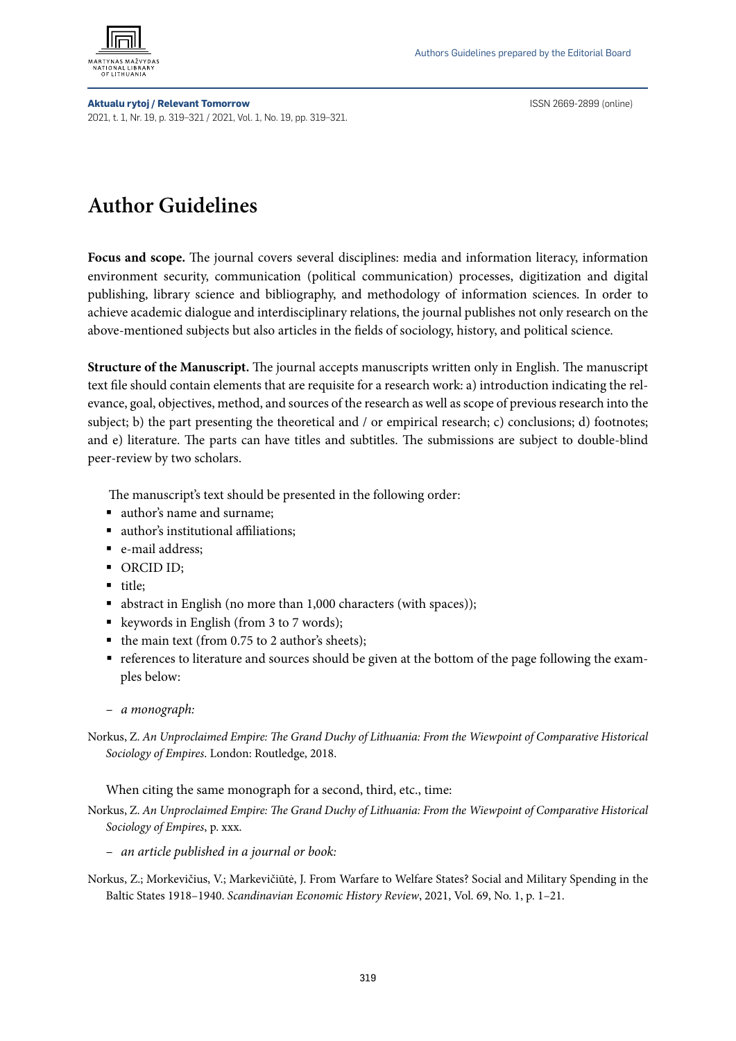# Author Guidelines

**Focus and scope.** The journal covers several disciplines: media and information literacy, information environment security, communication (political communication) processes, digitization and digital publishing, library science and bibliography, and methodology of information sciences. In order to achieve academic dialogue and interdisciplinary relations, the journal publishes not only research on the above-mentioned subjects but also articles in the fields of sociology, history, and political science.

**Structure of the Manuscript.** The journal accepts manuscripts written only in English. The manuscript text file should contain elements that are requisite for a research work: a) introduction indicating the relevance, goal, objectives, method, and sources of the research as well as scope of previous research into the subject; b) the part presenting the theoretical and / or empirical research; c) conclusions; d) footnotes; and e) literature. The parts can have titles and subtitles. The submissions are subject to double-blind peer-review by two scholars.

The manuscript's text should be presented in the following order:

- author's name and surname;
- author's institutional affiliations;
- e-mail address;
- ORCID ID;
- title;
- abstract in English (no more than 1,000 characters (with spaces));
- keywords in English (from 3 to 7 words);
- the main text (from 0.75 to 2 author's sheets);
- references to literature and sources should be given at the bottom of the page following the examples below:

– *a monograph:*

Norkus, Z. *An Unproclaimed Empire: The Grand Duchy of Lithuania: From the Wiewpoint of Comparative Historical Sociology of Empires*. London: Routledge, 2018.

When citing the same monograph for a second, third, etc., time:

Norkus, Z. *An Unproclaimed Empire: The Grand Duchy of Lithuania: From the Wiewpoint of Comparative Historical Sociology of Empires*, p. xxx.

– *an article published in a journal or book:*

Norkus, Z.; Morkevičius, V.; Markevičiūtė, J. From Warfare to Welfare States? Social and Military Spending in the Baltic States 1918–1940. *Scandinavian Economic History Review*, 2021, Vol. 69, No. 1, p. 1–21.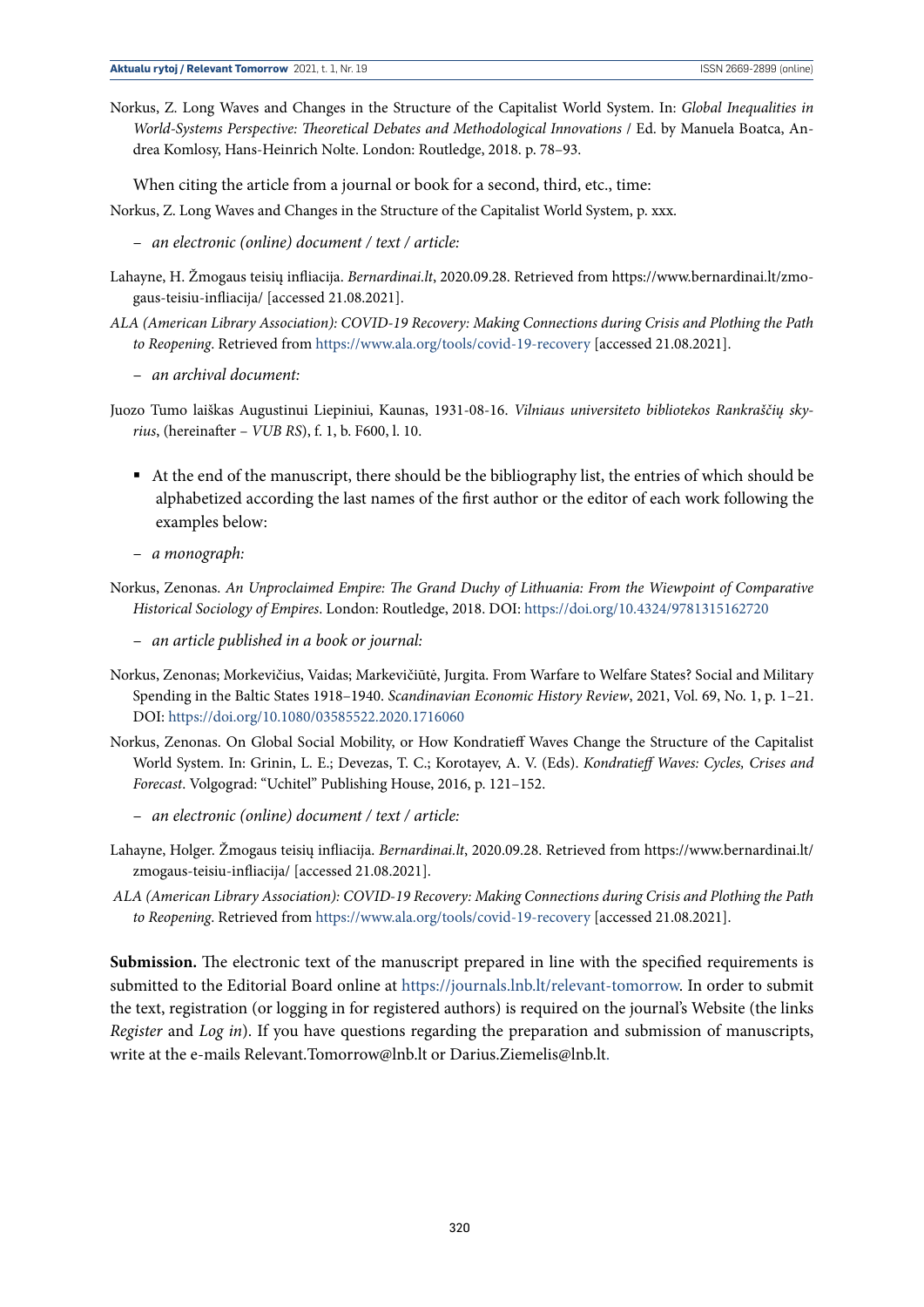Norkus, Z. Long Waves and Changes in the Structure of the Capitalist World System. In: *Global Inequalities in World-Systems Perspective: Theoretical Debates and Methodological Innovations* / Ed. by Manuela Boatca, Andrea Komlosy, Hans-Heinrich Nolte. London: Routledge, 2018. p. 78–93.

When citing the article from a journal or book for a second, third, etc., time:

Norkus, Z. Long Waves and Changes in the Structure of the Capitalist World System, p. xxx.

– *an electronic (online) document / text / article:*

Lahayne, H. Žmogaus teisių infliacija. *Bernardinai.lt*, 2020.09.28. Retrieved from https://www.bernardinai.lt/zmogaus-teisiu-infliacija/ [accessed 21.08.2021].

*ALA (American Library Association): COVID-19 Recovery: Making Connections during Crisis and Plothing the Path to Reopening*. Retrieved from https://www.ala.org/tools/covid-19-recovery [accessed 21.08.2021].

– *an archival document:*

Juozo Tumo laiškas Augustinui Liepiniui, Kaunas, 1931-08-16. *Vilniaus universiteto bibliotekos Rankraščių skyrius*, (hereinafter – *VUB RS*), f. 1, b. F600, l. 10.

- At the end of the manuscript, there should be the bibliography list, the entries of which should be alphabetized according the last names of the first author or the editor of each work following the examples below:

– *a monograph:*

Norkus, Zenonas. *An Unproclaimed Empire: The Grand Duchy of Lithuania: From the Wiewpoint of Comparative Historical Sociology of Empires*. London: Routledge, 2018. DOI: https://doi.org/10.4324/9781315162720

– *an article published in a book or journal:*

Norkus, Zenonas; Morkevičius, Vaidas; Markevičiūtė, Jurgita. From Warfare to Welfare States? Social and Military Spending in the Baltic States 1918–1940. *Scandinavian Economic History Review*, 2021, Vol. 69, No. 1, p. 1–21. DOI: https://doi.org/10.1080/03585522.2020.1716060

Norkus, Zenonas. On Global Social Mobility, or How Kondratieff Waves Change the Structure of the Capitalist World System. In: Grinin, L. E.; Devezas, T. C.; Korotayev, A. V. (Eds). *Kondratieff Waves: Cycles, Crises and Forecast*. Volgograd: "Uchitel" Publishing House, 2016, p. 121–152.

– *an electronic (online) document / text / article:*

Lahayne, Holger. Žmogaus teisių infliacija. *Bernardinai.lt*, 2020.09.28. Retrieved from https://www.bernardinai.lt/zmogaus-teisiu-infliacija/ [accessed 21.08.2021].

*ALA (American Library Association): COVID-19 Recovery: Making Connections during Crisis and Plothing the Path to Reopening*. Retrieved from https://www.ala.org/tools/covid-19-recovery [accessed 21.08.2021].

**Submission.** The electronic text of the manuscript prepared in line with the specified requirements is submitted to the Editorial Board online at https://journals.lnb.lt/relevant-tomorrow. In order to submit the text, registration (or logging in for registered authors) is required on the journal's Website (the links *Register* and *Log in*). If you have questions regarding the preparation and submission of manuscripts, write at the e-mails Relevant.Tomorrow@lnb.lt or Darius.Ziemelis@lnb.lt.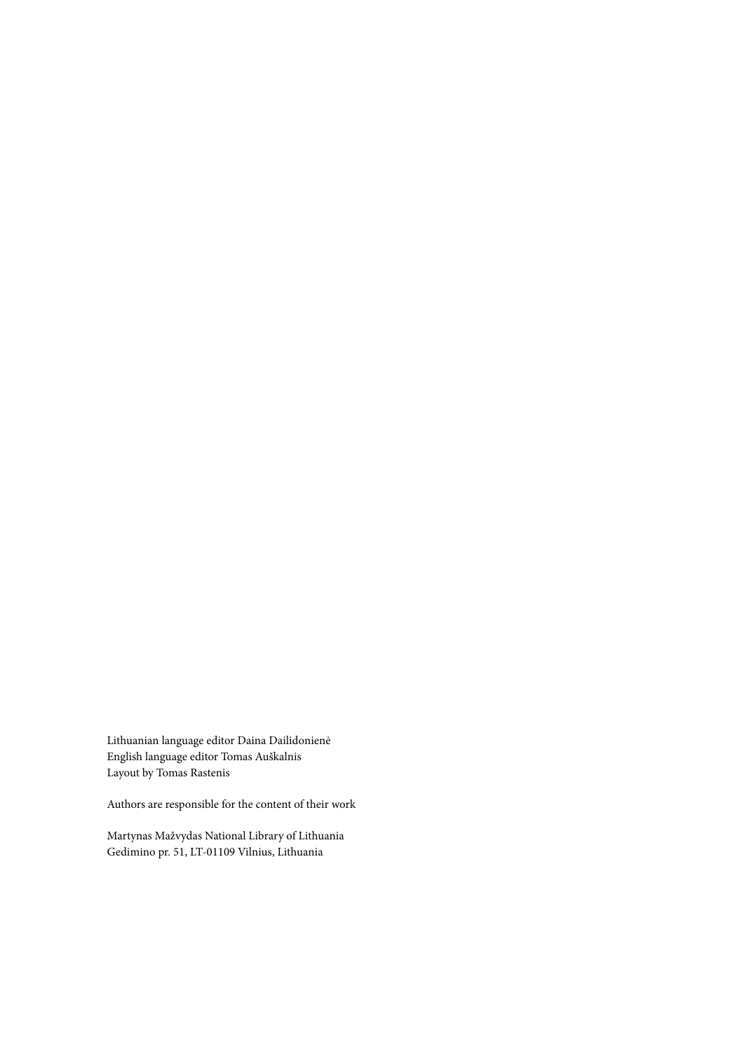Lithuanian language editor Daina Dailidonienė
English language editor Tomas Auškalnis
Layout by Tomas Rastenis

Authors are responsible for the content of their work

Martynas Mažvydas National Library of Lithuania
Gedimino pr. 51, LT-01109 Vilnius, Lithuania